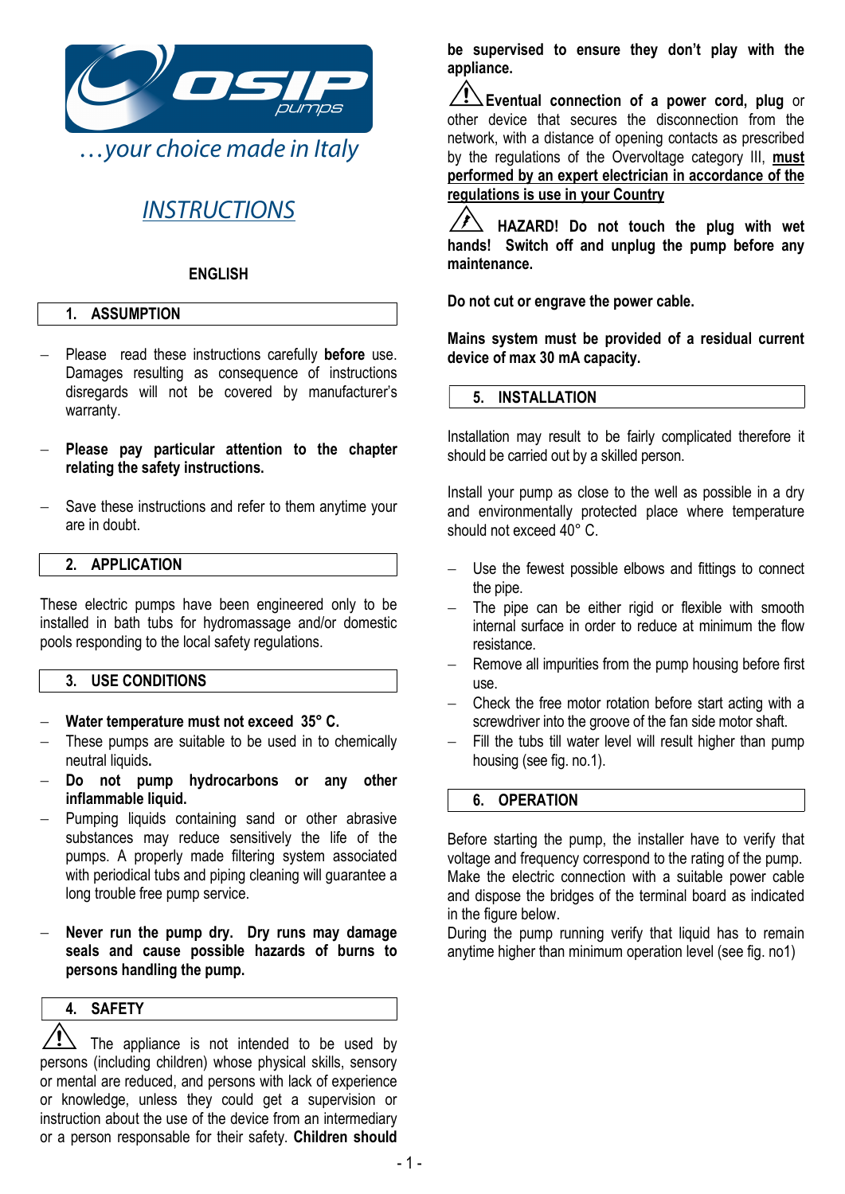OSIP pumps

*…your choice made in Italy*

# INSTRUCTIONS

**ENGLISH**

## 1. ASSUMPTION

- Please read these instructions carefully **before** use. Damages resulting as consequence of instructions disregards will not be covered by manufacturer's warranty.
- **Please pay particular attention to the chapter relating the safety instructions.**
- Save these instructions and refer to them anytime your are in doubt.

## 2. APPLICATION

These electric pumps have been engineered only to be installed in bath tubs for hydromassage and/or domestic pools responding to the local safety regulations.

## 3. USE CONDITIONS

- **Water temperature must not exceed 35° C.**
- These pumps are suitable to be used in to chemically neutral liquids**.**
- **Do not pump hydrocarbons or any other inflammable liquid.**
- Pumping liquids containing sand or other abrasive substances may reduce sensitively the life of the pumps. A properly made filtering system associated with periodical tubs and piping cleaning will guarantee a long trouble free pump service.
- **Never run the pump dry. Dry runs may damage seals and cause possible hazards of burns to persons handling the pump.**

## 4. SAFETY

⚠ The appliance is not intended to be used by persons (including children) whose physical skills, sensory or mental are reduced, and persons with lack of experience or knowledge, unless they could get a supervision or instruction about the use of the device from an intermediary or a person responsable for their safety. **Children should be supervised to ensure they don't play with the appliance.**

⚠ **Eventual connection of a power cord, plug** or other device that secures the disconnection from the network, with a distance of opening contacts as prescribed by the regulations of the Overvoltage category III, **must performed by an expert electrician in accordance of the regulations is use in your Country**

⚡ **HAZARD! Do not touch the plug with wet hands! Switch off and unplug the pump before any maintenance.**

**Do not cut or engrave the power cable.**

**Mains system must be provided of a residual current device of max 30 mA capacity.**

## 5. INSTALLATION

Installation may result to be fairly complicated therefore it should be carried out by a skilled person.

Install your pump as close to the well as possible in a dry and environmentally protected place where temperature should not exceed 40° C.

- Use the fewest possible elbows and fittings to connect the pipe.
- The pipe can be either rigid or flexible with smooth internal surface in order to reduce at minimum the flow resistance.
- Remove all impurities from the pump housing before first use.
- Check the free motor rotation before start acting with a screwdriver into the groove of the fan side motor shaft.
- Fill the tubs till water level will result higher than pump housing (see fig. no.1).

## 6. OPERATION

Before starting the pump, the installer have to verify that voltage and frequency correspond to the rating of the pump. Make the electric connection with a suitable power cable and dispose the bridges of the terminal board as indicated in the figure below.

During the pump running verify that liquid has to remain anytime higher than minimum operation level (see fig. no1)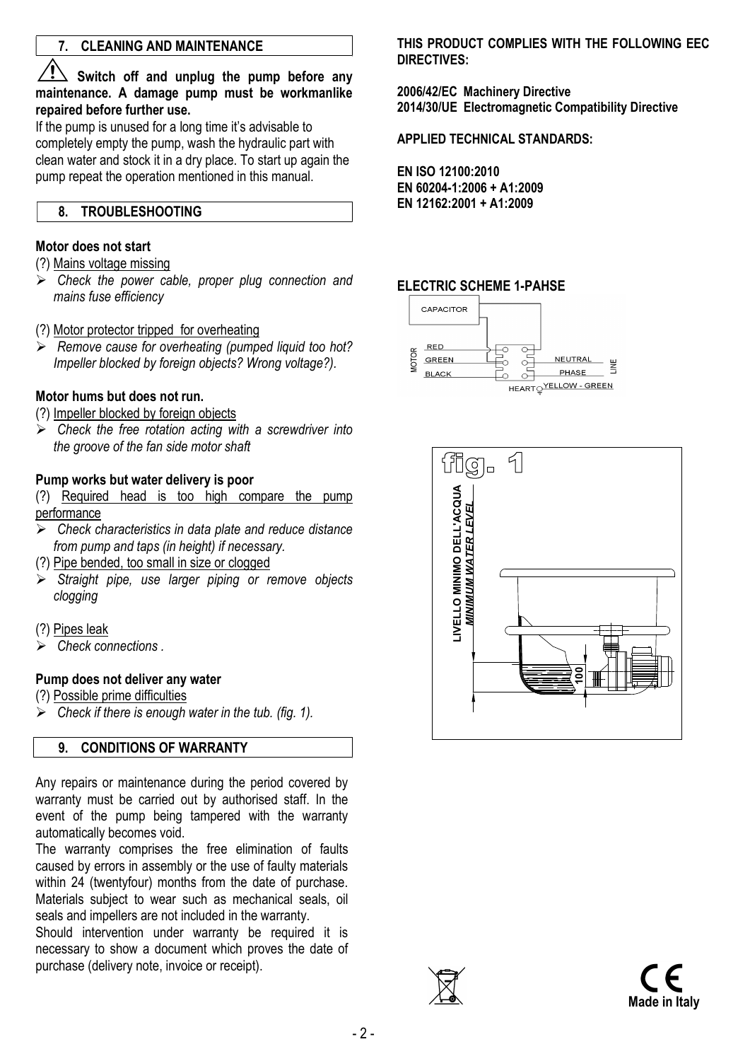## 7. CLEANING AND MAINTENANCE

⚠ **Switch off and unplug the pump before any maintenance. A damage pump must be workmanlike repaired before further use.**

If the pump is unused for a long time it's advisable to completely empty the pump, wash the hydraulic part with clean water and stock it in a dry place. To start up again the pump repeat the operation mentioned in this manual.

## 8. TROUBLESHOOTING

**Motor does not start**

(?) Mains voltage missing

- *Check the power cable, proper plug connection and mains fuse efficiency*

(?) Motor protector tripped for overheating

- *Remove cause for overheating (pumped liquid too hot? Impeller blocked by foreign objects? Wrong voltage?).*

**Motor hums but does not run.**

(?) Impeller blocked by foreign objects

- *Check the free rotation acting with a screwdriver into the groove of the fan side motor shaft*

**Pump works but water delivery is poor**

(?) Required head is too high compare the pump performance

- *Check characteristics in data plate and reduce distance from pump and taps (in height) if necessary.*

(?) Pipe bended, too small in size or clogged

- *Straight pipe, use larger piping or remove objects clogging*

(?) Pipes leak

- *Check connections .*

**Pump does not deliver any water**

(?) Possible prime difficulties

- *Check if there is enough water in the tub. (fig. 1).*

## 9. CONDITIONS OF WARRANTY

Any repairs or maintenance during the period covered by warranty must be carried out by authorised staff. In the event of the pump being tampered with the warranty automatically becomes void.

The warranty comprises the free elimination of faults caused by errors in assembly or the use of faulty materials within 24 (twentyfour) months from the date of purchase. Materials subject to wear such as mechanical seals, oil seals and impellers are not included in the warranty.

Should intervention under warranty be required it is necessary to show a document which proves the date of purchase (delivery note, invoice or receipt).

**THIS PRODUCT COMPLIES WITH THE FOLLOWING EEC DIRECTIVES:**

**2006/42/EC Machinery Directive**
**2014/30/UE Electromagnetic Compatibility Directive**

**APPLIED TECHNICAL STANDARDS:**

**EN ISO 12100:2010**
**EN 60204-1:2006 + A1:2009**
**EN 12162:2001 + A1:2009**

**ELECTRIC SCHEME 1-PAHSE**

CAPACITOR
MOTOR: RED, GREEN, BLACK
LINE: NEUTRAL, PHASE
HEART YELLOW - GREEN

fig. 1

LIVELLO MINIMO DELL'ACQUA
*MINIMUM WATER LEVEL*
100

**Made in Italy**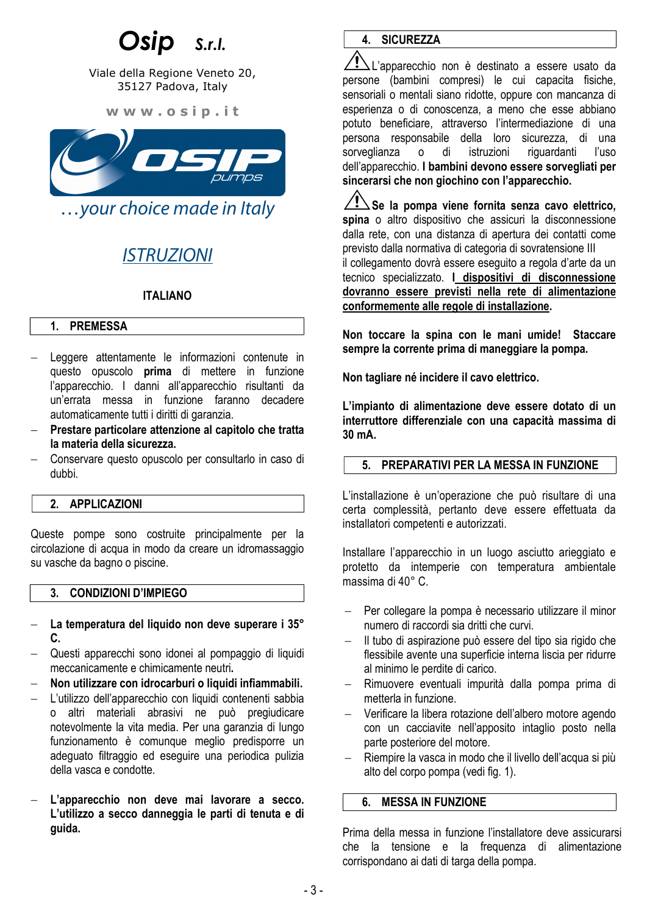# Osip S.r.l.

Viale della Regione Veneto 20,
35127 Padova, Italy

www.osip.it

…your choice made in Italy

## ISTRUZIONI

**ITALIANO**

## 1. PREMESSA

- Leggere attentamente le informazioni contenute in questo opuscolo **prima** di mettere in funzione l'apparecchio. I danni all'apparecchio risultanti da un'errata messa in funzione faranno decadere automaticamente tutti i diritti di garanzia.
- **Prestare particolare attenzione al capitolo che tratta la materia della sicurezza.**
- Conservare questo opuscolo per consultarlo in caso di dubbi.

## 2. APPLICAZIONI

Queste pompe sono costruite principalmente per la circolazione di acqua in modo da creare un idromassaggio su vasche da bagno o piscine.

## 3. CONDIZIONI D'IMPIEGO

- **La temperatura del liquido non deve superare i 35° C.**
- Questi apparecchi sono idonei al pompaggio di liquidi meccanicamente e chimicamente neutri.
- **Non utilizzare con idrocarburi o liquidi infiammabili.**
- L'utilizzo dell'apparecchio con liquidi contenenti sabbia o altri materiali abrasivi ne può pregiudicare notevolmente la vita media. Per una garanzia di lungo funzionamento è comunque meglio predisporre un adeguato filtraggio ed eseguire una periodica pulizia della vasca e condotte.

- **L'apparecchio non deve mai lavorare a secco. L'utilizzo a secco danneggia le parti di tenuta e di guida.**

## 4. SICUREZZA

⚠ L'apparecchio non è destinato a essere usato da persone (bambini compresi) le cui capacità fisiche, sensoriali o mentali siano ridotte, oppure con mancanza di esperienza o di conoscenza, a meno che esse abbiano potuto beneficiare, attraverso l'intermediazione di una persona responsabile della loro sicurezza, di una sorveglianza o di istruzioni riguardanti l'uso dell'apparecchio. **I bambini devono essere sorvegliati per sincerarsi che non giochino con l'apparecchio.**

⚠ **Se la pompa viene fornita senza cavo elettrico, spina** o altro dispositivo che assicuri la disconnessione dalla rete, con una distanza di apertura dei contatti come previsto dalla normativa di categoria di sovratensione III il collegamento dovrà essere eseguito a regola d'arte da un tecnico specializzato. **I dispositivi di disconnessione dovranno essere previsti nella rete di alimentazione conformemente alle regole di installazione.**

**Non toccare la spina con le mani umide! Staccare sempre la corrente prima di maneggiare la pompa.**

**Non tagliare né incidere il cavo elettrico.**

**L'impianto di alimentazione deve essere dotato di un interruttore differenziale con una capacità massima di 30 mA.**

## 5. PREPARATIVI PER LA MESSA IN FUNZIONE

L'installazione è un'operazione che può risultare di una certa complessità, pertanto deve essere effettuata da installatori competenti e autorizzati.

Installare l'apparecchio in un luogo asciutto arieggiato e protetto da intemperie con temperatura ambientale massima di 40° C.

- Per collegare la pompa è necessario utilizzare il minor numero di raccordi sia dritti che curvi.
- Il tubo di aspirazione può essere del tipo sia rigido che flessibile avente una superficie interna liscia per ridurre al minimo le perdite di carico.
- Rimuovere eventuali impurità dalla pompa prima di metterla in funzione.
- Verificare la libera rotazione dell'albero motore agendo con un cacciavite nell'apposito intaglio posto nella parte posteriore del motore.
- Riempire la vasca in modo che il livello dell'acqua si più alto del corpo pompa (vedi fig. 1).

## 6. MESSA IN FUNZIONE

Prima della messa in funzione l'installatore deve assicurarsi che la tensione e la frequenza di alimentazione corrispondano ai dati di targa della pompa.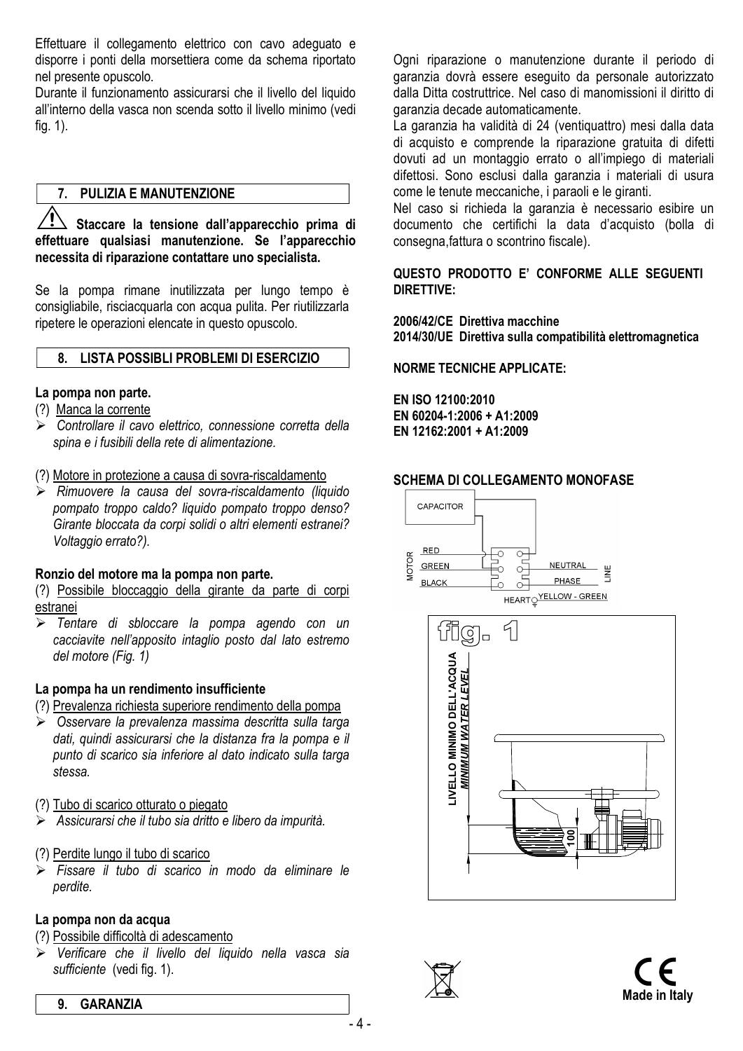Effettuare il collegamento elettrico con cavo adeguato e disporre i ponti della morsettiera come da schema riportato nel presente opuscolo.
Durante il funzionamento assicurarsi che il livello del liquido all'interno della vasca non scenda sotto il livello minimo (vedi fig. 1).

## 7. PULIZIA E MANUTENZIONE

**⚠ Staccare la tensione dall'apparecchio prima di effettuare qualsiasi manutenzione. Se l'apparecchio necessita di riparazione contattare uno specialista.**

Se la pompa rimane inutilizzata per lungo tempo è consigliabile, risciacquarla con acqua pulita. Per riutilizzarla ripetere le operazioni elencate in questo opuscolo.

## 8. LISTA POSSIBLI PROBLEMI DI ESERCIZIO

**La pompa non parte.**

(?) Manca la corrente

- *Controllare il cavo elettrico, connessione corretta della spina e i fusibili della rete di alimentazione.*

(?) Motore in protezione a causa di sovra-riscaldamento

- *Rimuovere la causa del sovra-riscaldamento (liquido pompato troppo caldo? liquido pompato troppo denso? Girante bloccata da corpi solidi o altri elementi estranei? Voltaggio errato?).*

**Ronzio del motore ma la pompa non parte.**

(?) Possibile bloccaggio della girante da parte di corpi estranei

- *Tentare di sbloccare la pompa agendo con un cacciavite nell'apposito intaglio posto dal lato estremo del motore (Fig. 1)*

**La pompa ha un rendimento insufficiente**

(?) Prevalenza richiesta superiore rendimento della pompa

- *Osservare la prevalenza massima descritta sulla targa dati, quindi assicurarsi che la distanza fra la pompa e il punto di scarico sia inferiore al dato indicato sulla targa stessa.*

(?) Tubo di scarico otturato o piegato

- *Assicurarsi che il tubo sia dritto e libero da impurità.*

(?) Perdite lungo il tubo di scarico

- *Fissare il tubo di scarico in modo da eliminare le perdite.*

**La pompa non da acqua**

(?) Possibile difficoltà di adescamento

- *Verificare che il livello del liquido nella vasca sia sufficiente* (vedi fig. 1).

## 9. GARANZIA

Ogni riparazione o manutenzione durante il periodo di garanzia dovrà essere eseguito da personale autorizzato dalla Ditta costruttrice. Nel caso di manomissioni il diritto di garanzia decade automaticamente.
La garanzia ha validità di 24 (ventiquattro) mesi dalla data di acquisto e comprende la riparazione gratuita di difetti dovuti ad un montaggio errato o all'impiego di materiali difettosi. Sono esclusi dalla garanzia i materiali di usura come le tenute mecchaniche, i paraoli e le giranti.
Nel caso si richieda la garanzia è necessario esibire un documento che certifichi la data d'acquisto (bolla di consegna,fattura o scontrino fiscale).

**QUESTO PRODOTTO E' CONFORME ALLE SEGUENTI DIRETTIVE:**

**2006/42/CE Direttiva macchine**
**2014/30/UE Direttiva sulla compatibilità elettromagnetica**

**NORME TECNICHE APPLICATE:**

**EN ISO 12100:2010**
**EN 60204-1:2006 + A1:2009**
**EN 12162:2001 + A1:2009**

**SCHEMA DI COLLEGAMENTO MONOFASE**

CAPACITOR
MOTOR: RED, GREEN, BLACK
LINE: NEUTRAL, PHASE
HEART YELLOW - GREEN

fig. 1

LIVELLO MINIMO DELL'ACQUA
*MINIMUM WATER LEVEL*
100

**Made in Italy**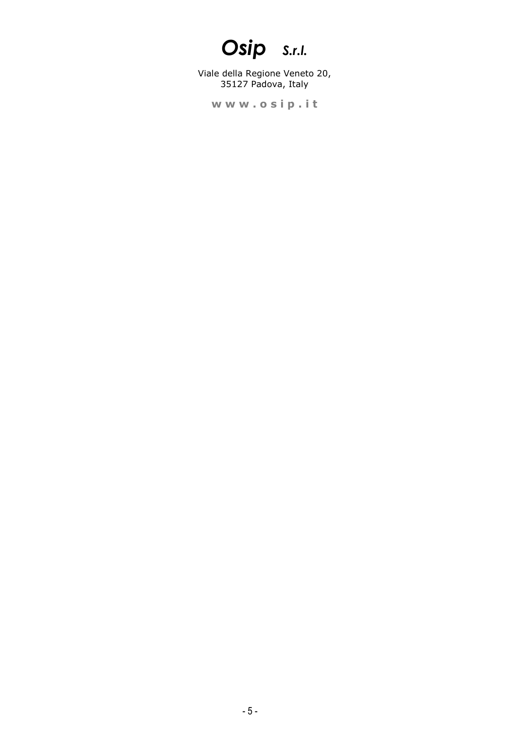# *Osip S.r.l.*

Viale della Regione Veneto 20,
35127 Padova, Italy

**w w w . o s i p . i t**